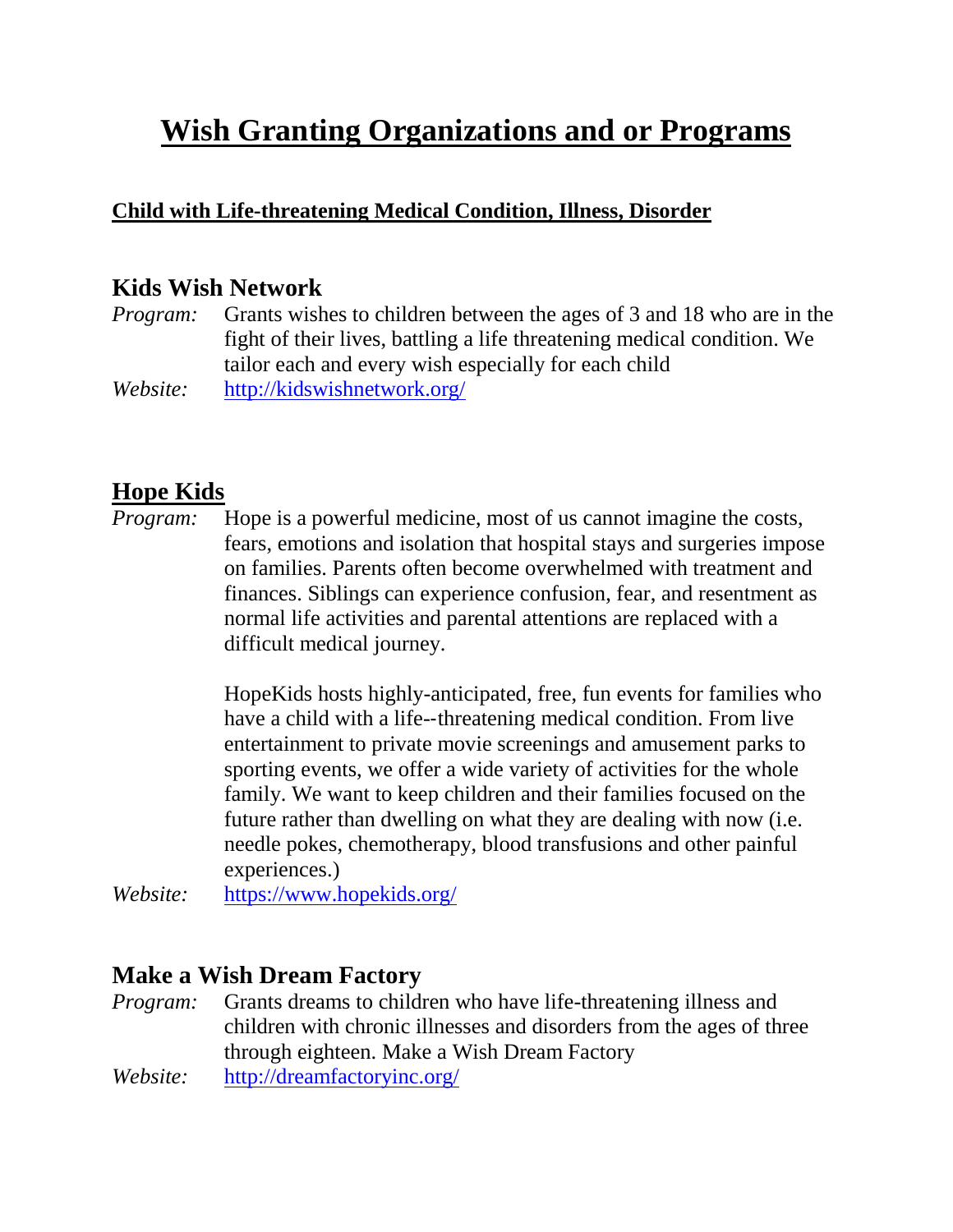# Wish Granting Organizations and or Programs

## Child with Life-threatening Medical Condition, Illness, Disorder

### Kids Wish Network

*Program:* Grants wishes to children between the ages of 3 and 18 who are in the fight of their lives, battling a life threatening medical condition. We tailor each and every wish especially for each child

*Website:* http://kidswishnetwork.org/

### Hope Kids

*Program:* Hope is a powerful medicine, most of us cannot imagine the costs, fears, emotions and isolation that hospital stays and surgeries impose on families. Parents often become overwhelmed with treatment and finances. Siblings can experience confusion, fear, and resentment as normal life activities and parental attentions are replaced with a difficult medical journey.

HopeKids hosts highly-anticipated, free, fun events for families who have a child with a life--threatening medical condition. From live entertainment to private movie screenings and amusement parks to sporting events, we offer a wide variety of activities for the whole family. We want to keep children and their families focused on the future rather than dwelling on what they are dealing with now (i.e. needle pokes, chemotherapy, blood transfusions and other painful experiences.)

*Website:* https://www.hopekids.org/

### Make a Wish Dream Factory

*Program:* Grants dreams to children who have life-threatening illness and children with chronic illnesses and disorders from the ages of three through eighteen. Make a Wish Dream Factory

*Website:* http://dreamfactoryinc.org/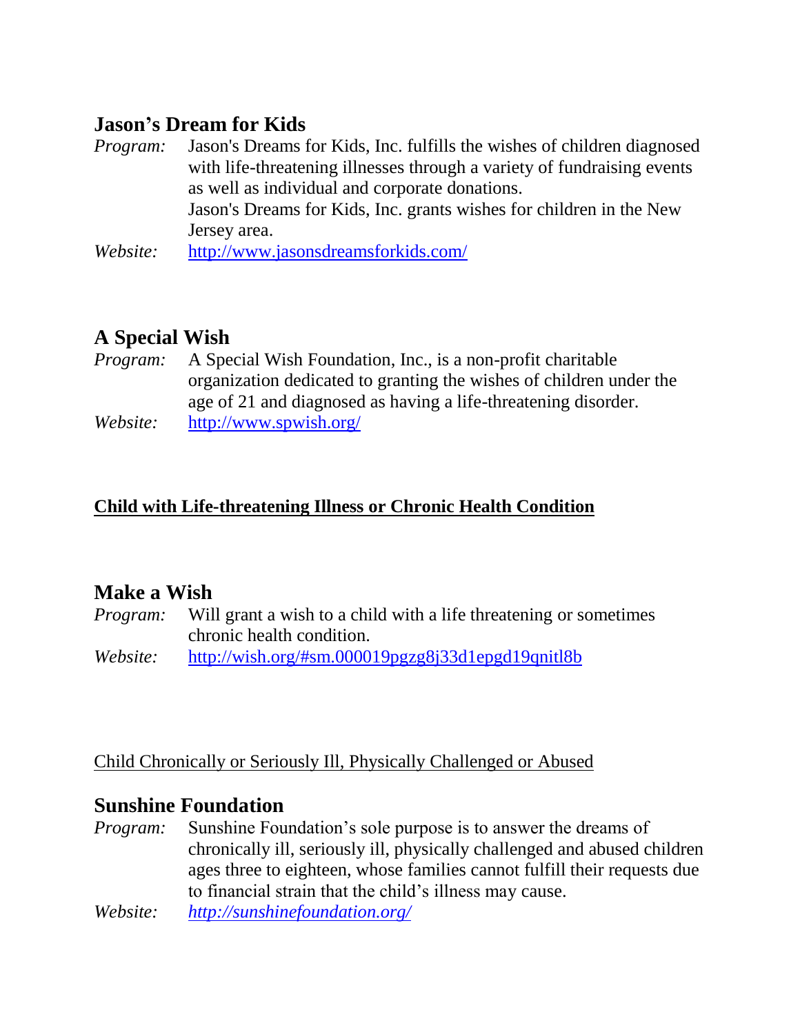## Jason's Dream for Kids

*Program:* Jason's Dreams for Kids, Inc. fulfills the wishes of children diagnosed with life-threatening illnesses through a variety of fundraising events as well as individual and corporate donations.
Jason's Dreams for Kids, Inc. grants wishes for children in the New Jersey area.

*Website:* [http://www.jasonsdreamsforkids.com/](http://www.jasonsdreamsforkids.com/)

## A Special Wish

*Program:* A Special Wish Foundation, Inc., is a non-profit charitable organization dedicated to granting the wishes of children under the age of 21 and diagnosed as having a life-threatening disorder.

*Website:* [http://www.spwish.org/](http://www.spwish.org/)

**<u>Child with Life-threatening Illness or Chronic Health Condition</u>**

## Make a Wish

*Program:* Will grant a wish to a child with a life threatening or sometimes chronic health condition.

*Website:* [http://wish.org/#sm.000019pgzg8j33d1epgd19qnitl8b](http://wish.org/#sm.000019pgzg8j33d1epgd19qnitl8b)

<u>Child Chronically or Seriously Ill, Physically Challenged or Abused</u>

## Sunshine Foundation

*Program:* Sunshine Foundation's sole purpose is to answer the dreams of chronically ill, seriously ill, physically challenged and abused children ages three to eighteen, whose families cannot fulfill their requests due to financial strain that the child's illness may cause.

*Website:* *[http://sunshinefoundation.org/](http://sunshinefoundation.org/)*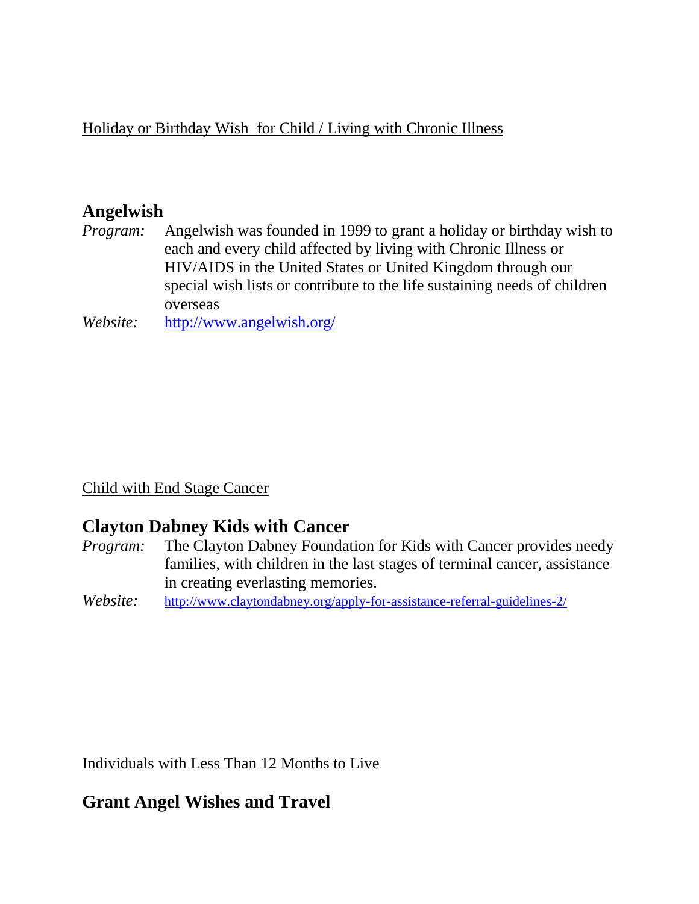Holiday or Birthday Wish  for Child / Living with Chronic Illness

## Angelwish

*Program:* Angelwish was founded in 1999 to grant a holiday or birthday wish to each and every child affected by living with Chronic Illness or HIV/AIDS in the United States or United Kingdom through our special wish lists or contribute to the life sustaining needs of children overseas

*Website:* http://www.angelwish.org/

Child with End Stage Cancer

## Clayton Dabney Kids with Cancer

*Program:* The Clayton Dabney Foundation for Kids with Cancer provides needy families, with children in the last stages of terminal cancer, assistance in creating everlasting memories.

*Website:* http://www.claytondabney.org/apply-for-assistance-referral-guidelines-2/

Individuals with Less Than 12 Months to Live

## Grant Angel Wishes and Travel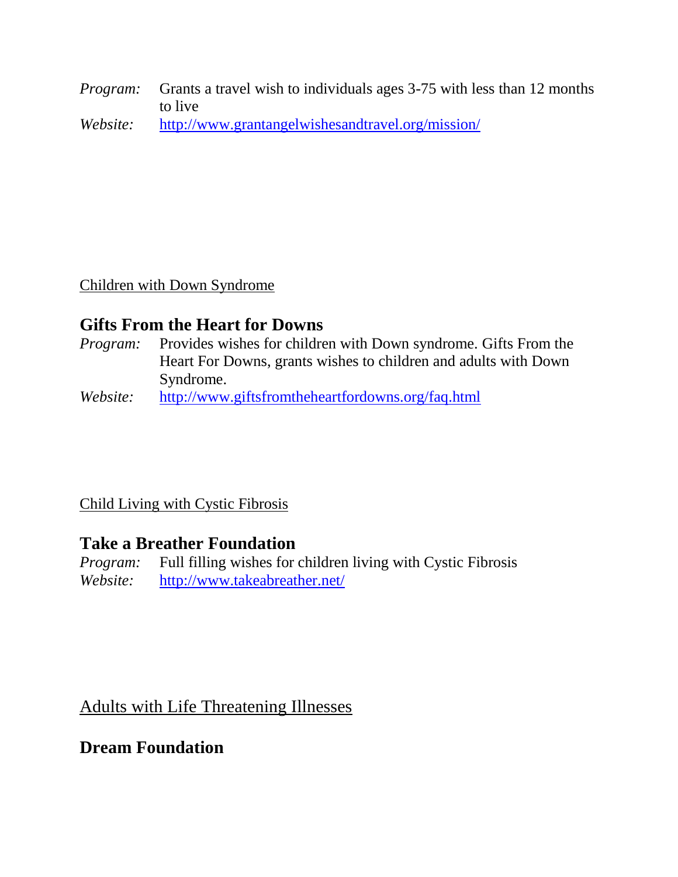*Program:* Grants a travel wish to individuals ages 3-75 with less than 12 months to live

*Website:* http://www.grantangelwishesandtravel.org/mission/

Children with Down Syndrome

## Gifts From the Heart for Downs

*Program:* Provides wishes for children with Down syndrome. Gifts From the Heart For Downs, grants wishes to children and adults with Down Syndrome.

*Website:* http://www.giftsfromtheheartfordowns.org/faq.html

Child Living with Cystic Fibrosis

## Take a Breather Foundation

*Program:* Full filling wishes for children living with Cystic Fibrosis

*Website:* http://www.takeabreather.net/

Adults with Life Threatening Illnesses

## Dream Foundation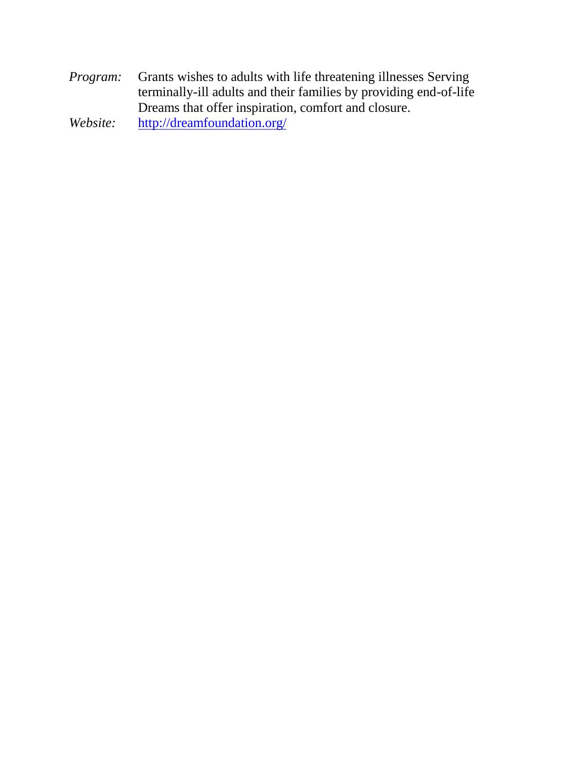*Program:* Grants wishes to adults with life threatening illnesses Serving terminally-ill adults and their families by providing end-of-life Dreams that offer inspiration, comfort and closure.

*Website:* [http://dreamfoundation.org/](http://dreamfoundation.org/)